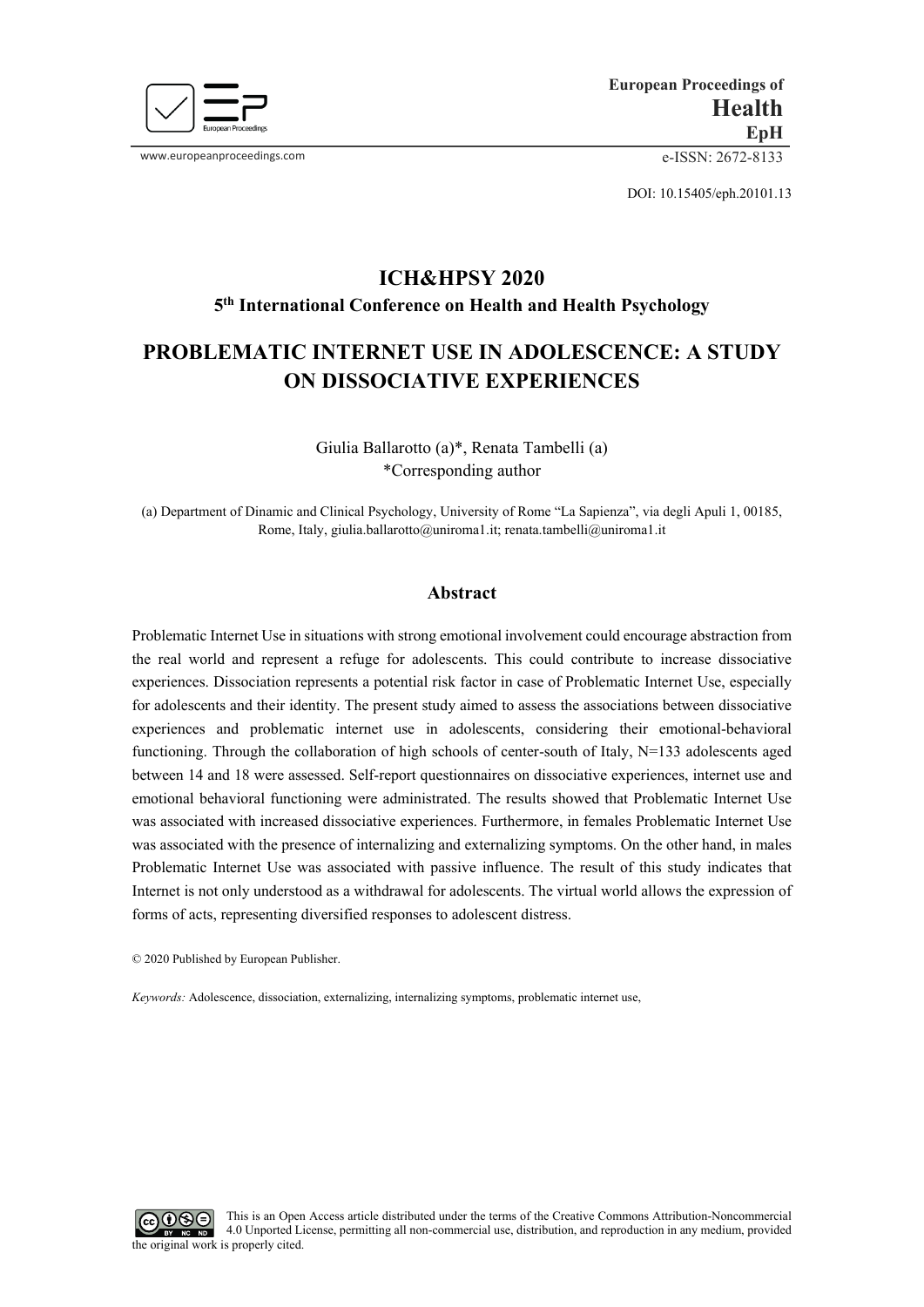European Proceedings of
**Health**
**EpH**

www.europeanproceedings.com

e-ISSN: 2672-8133

DOI: 10.15405/eph.20101.13

## ICH&HPSY 2020

### 5th International Conference on Health and Health Psychology

# PROBLEMATIC INTERNET USE IN ADOLESCENCE: A STUDY ON DISSOCIATIVE EXPERIENCES

Giulia Ballarotto (a)*, Renata Tambelli (a)
*Corresponding author

(a) Department of Dinamic and Clinical Psychology, University of Rome "La Sapienza", via degli Apuli 1, 00185, Rome, Italy, giulia.ballarotto@uniroma1.it; renata.tambelli@uniroma1.it

## Abstract

Problematic Internet Use in situations with strong emotional involvement could encourage abstraction from the real world and represent a refuge for adolescents. This could contribute to increase dissociative experiences. Dissociation represents a potential risk factor in case of Problematic Internet Use, especially for adolescents and their identity. The present study aimed to assess the associations between dissociative experiences and problematic internet use in adolescents, considering their emotional-behavioral functioning. Through the collaboration of high schools of center-south of Italy, N=133 adolescents aged between 14 and 18 were assessed. Self-report questionnaires on dissociative experiences, internet use and emotional behavioral functioning were administrated. The results showed that Problematic Internet Use was associated with increased dissociative experiences. Furthermore, in females Problematic Internet Use was associated with the presence of internalizing and externalizing symptoms. On the other hand, in males Problematic Internet Use was associated with passive influence. The result of this study indicates that Internet is not only understood as a withdrawal for adolescents. The virtual world allows the expression of forms of acts, representing diversified responses to adolescent distress.

© 2020 Published by European Publisher.

*Keywords:* Adolescence, dissociation, externalizing, internalizing symptoms, problematic internet use,

This is an Open Access article distributed under the terms of the Creative Commons Attribution-Noncommercial 4.0 Unported License, permitting all non-commercial use, distribution, and reproduction in any medium, provided the original work is properly cited.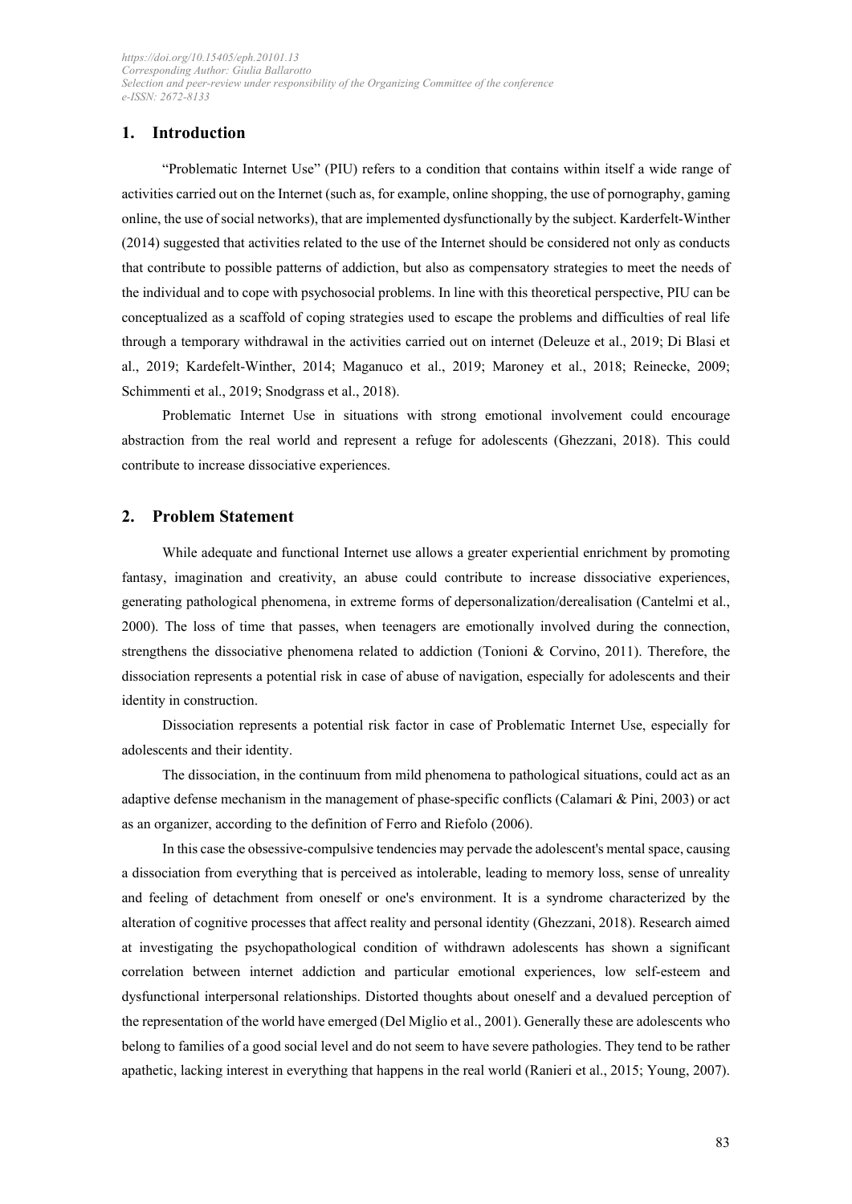## 1. Introduction

"Problematic Internet Use" (PIU) refers to a condition that contains within itself a wide range of activities carried out on the Internet (such as, for example, online shopping, the use of pornography, gaming online, the use of social networks), that are implemented dysfunctionally by the subject. Karderfelt-Winther (2014) suggested that activities related to the use of the Internet should be considered not only as conducts that contribute to possible patterns of addiction, but also as compensatory strategies to meet the needs of the individual and to cope with psychosocial problems. In line with this theoretical perspective, PIU can be conceptualized as a scaffold of coping strategies used to escape the problems and difficulties of real life through a temporary withdrawal in the activities carried out on internet (Deleuze et al., 2019; Di Blasi et al., 2019; Kardefelt-Winther, 2014; Maganuco et al., 2019; Maroney et al., 2018; Reinecke, 2009; Schimmenti et al., 2019; Snodgrass et al., 2018).

Problematic Internet Use in situations with strong emotional involvement could encourage abstraction from the real world and represent a refuge for adolescents (Ghezzani, 2018). This could contribute to increase dissociative experiences.

## 2. Problem Statement

While adequate and functional Internet use allows a greater experiential enrichment by promoting fantasy, imagination and creativity, an abuse could contribute to increase dissociative experiences, generating pathological phenomena, in extreme forms of depersonalization/derealisation (Cantelmi et al., 2000). The loss of time that passes, when teenagers are emotionally involved during the connection, strengthens the dissociative phenomena related to addiction (Tonioni & Corvino, 2011). Therefore, the dissociation represents a potential risk in case of abuse of navigation, especially for adolescents and their identity in construction.

Dissociation represents a potential risk factor in case of Problematic Internet Use, especially for adolescents and their identity.

The dissociation, in the continuum from mild phenomena to pathological situations, could act as an adaptive defense mechanism in the management of phase-specific conflicts (Calamari & Pini, 2003) or act as an organizer, according to the definition of Ferro and Riefolo (2006).

In this case the obsessive-compulsive tendencies may pervade the adolescent's mental space, causing a dissociation from everything that is perceived as intolerable, leading to memory loss, sense of unreality and feeling of detachment from oneself or one's environment. It is a syndrome characterized by the alteration of cognitive processes that affect reality and personal identity (Ghezzani, 2018). Research aimed at investigating the psychopathological condition of withdrawn adolescents has shown a significant correlation between internet addiction and particular emotional experiences, low self-esteem and dysfunctional interpersonal relationships. Distorted thoughts about oneself and a devalued perception of the representation of the world have emerged (Del Miglio et al., 2001). Generally these are adolescents who belong to families of a good social level and do not seem to have severe pathologies. They tend to be rather apathetic, lacking interest in everything that happens in the real world (Ranieri et al., 2015; Young, 2007).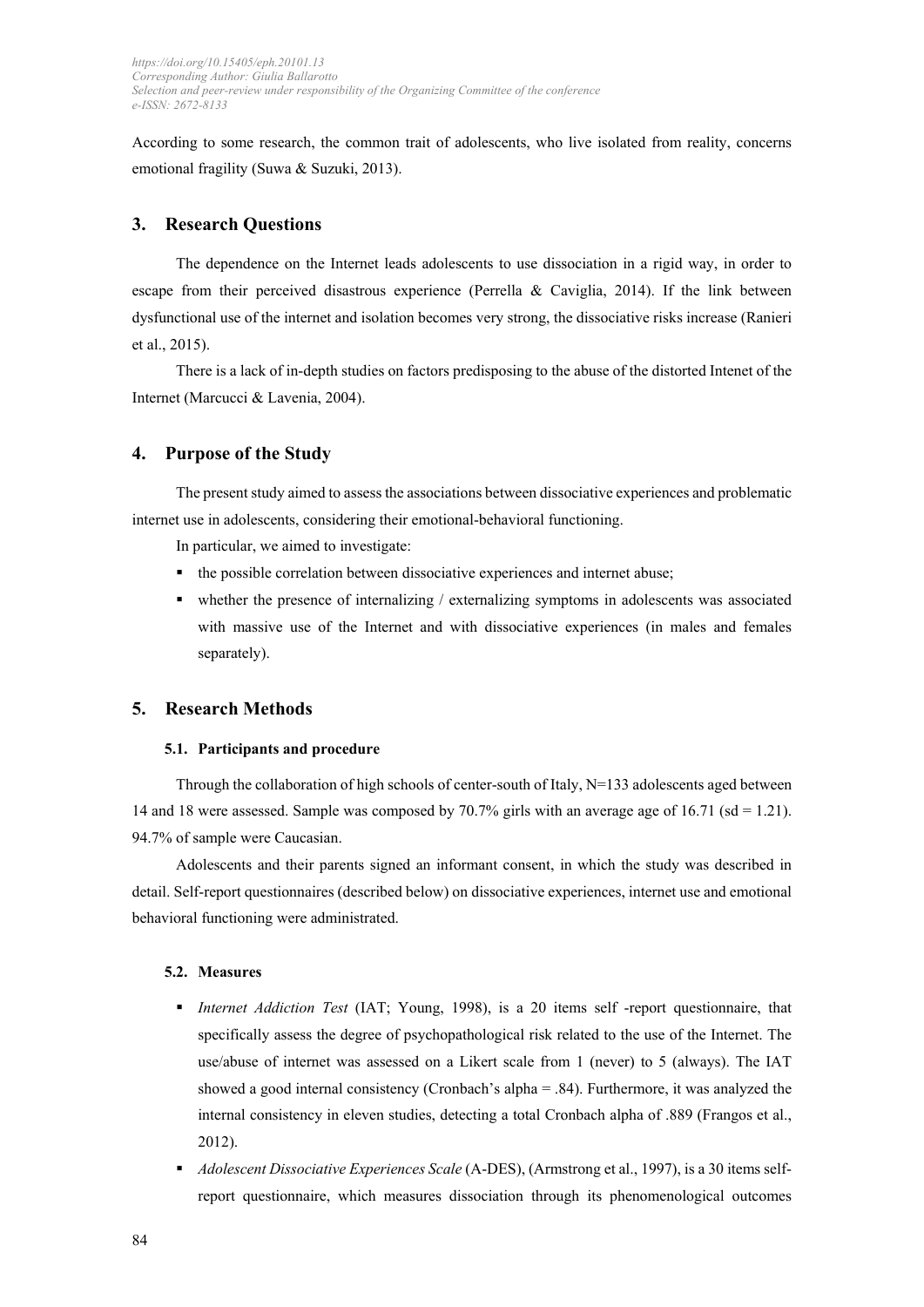According to some research, the common trait of adolescents, who live isolated from reality, concerns emotional fragility (Suwa & Suzuki, 2013).

## 3. Research Questions

The dependence on the Internet leads adolescents to use dissociation in a rigid way, in order to escape from their perceived disastrous experience (Perrella & Caviglia, 2014). If the link between dysfunctional use of the internet and isolation becomes very strong, the dissociative risks increase (Ranieri et al., 2015).

There is a lack of in-depth studies on factors predisposing to the abuse of the distorted Intenet of the Internet (Marcucci & Lavenia, 2004).

## 4. Purpose of the Study

The present study aimed to assess the associations between dissociative experiences and problematic internet use in adolescents, considering their emotional-behavioral functioning.

In particular, we aimed to investigate:

- the possible correlation between dissociative experiences and internet abuse;
- whether the presence of internalizing / externalizing symptoms in adolescents was associated with massive use of the Internet and with dissociative experiences (in males and females separately).

## 5. Research Methods

### 5.1. Participants and procedure

Through the collaboration of high schools of center-south of Italy, N=133 adolescents aged between 14 and 18 were assessed. Sample was composed by 70.7% girls with an average age of 16.71 (sd = 1.21). 94.7% of sample were Caucasian.

Adolescents and their parents signed an informant consent, in which the study was described in detail. Self-report questionnaires (described below) on dissociative experiences, internet use and emotional behavioral functioning were administrated.

### 5.2. Measures

- *Internet Addiction Test* (IAT; Young, 1998), is a 20 items self -report questionnaire, that specifically assess the degree of psychopathological risk related to the use of the Internet. The use/abuse of internet was assessed on a Likert scale from 1 (never) to 5 (always). The IAT showed a good internal consistency (Cronbach's alpha = .84). Furthermore, it was analyzed the internal consistency in eleven studies, detecting a total Cronbach alpha of .889 (Frangos et al., 2012).
- *Adolescent Dissociative Experiences Scale* (A-DES), (Armstrong et al., 1997), is a 30 items self-report questionnaire, which measures dissociation through its phenomenological outcomes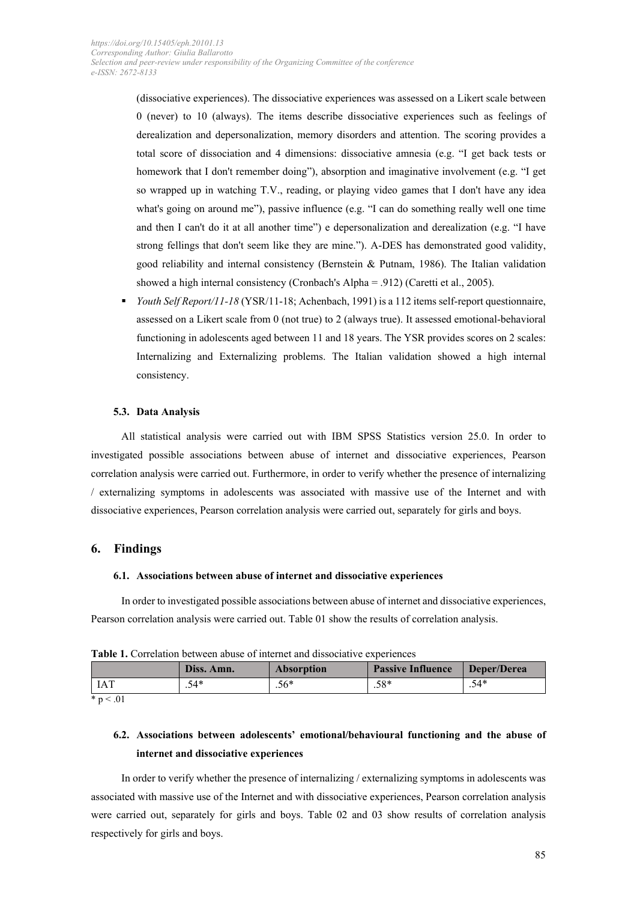(dissociative experiences). The dissociative experiences was assessed on a Likert scale between 0 (never) to 10 (always). The items describe dissociative experiences such as feelings of derealization and depersonalization, memory disorders and attention. The scoring provides a total score of dissociation and 4 dimensions: dissociative amnesia (e.g. "I get back tests or homework that I don't remember doing"), absorption and imaginative involvement (e.g. "I get so wrapped up in watching T.V., reading, or playing video games that I don't have any idea what's going on around me"), passive influence (e.g. "I can do something really well one time and then I can't do it at all another time") e depersonalization and derealization (e.g. "I have strong fellings that don't seem like they are mine."). A-DES has demonstrated good validity, good reliability and internal consistency (Bernstein & Putnam, 1986). The Italian validation showed a high internal consistency (Cronbach's Alpha = .912) (Caretti et al., 2005).

- *Youth Self Report/11-18* (YSR/11-18; Achenbach, 1991) is a 112 items self-report questionnaire, assessed on a Likert scale from 0 (not true) to 2 (always true). It assessed emotional-behavioral functioning in adolescents aged between 11 and 18 years. The YSR provides scores on 2 scales: Internalizing and Externalizing problems. The Italian validation showed a high internal consistency.

### 5.3. Data Analysis

All statistical analysis were carried out with IBM SPSS Statistics version 25.0. In order to investigated possible associations between abuse of internet and dissociative experiences, Pearson correlation analysis were carried out. Furthermore, in order to verify whether the presence of internalizing / externalizing symptoms in adolescents was associated with massive use of the Internet and with dissociative experiences, Pearson correlation analysis were carried out, separately for girls and boys.

## 6. Findings

### 6.1. Associations between abuse of internet and dissociative experiences

In order to investigated possible associations between abuse of internet and dissociative experiences, Pearson correlation analysis were carried out. Table 01 show the results of correlation analysis.

**Table 1.** Correlation between abuse of internet and dissociative experiences

| | Diss. Amn. | Absorption | Passive Influence | Deper/Derea |
|---|---|---|---|---|
| IAT | .54* | .56* | .58* | .54* |

* $p < .01$

### 6.2. Associations between adolescents' emotional/behavioural functioning and the abuse of internet and dissociative experiences

In order to verify whether the presence of internalizing / externalizing symptoms in adolescents was associated with massive use of the Internet and with dissociative experiences, Pearson correlation analysis were carried out, separately for girls and boys. Table 02 and 03 show results of correlation analysis respectively for girls and boys.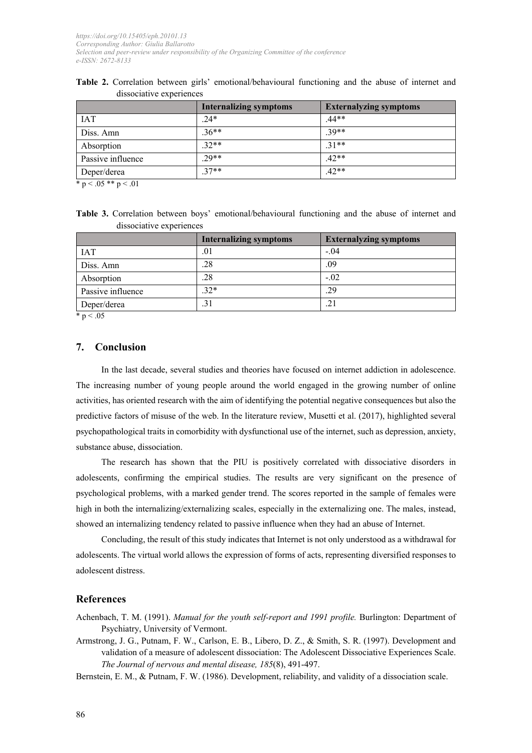**Table 2.** Correlation between girls' emotional/behavioural functioning and the abuse of internet and dissociative experiences

| | Internalizing symptoms | Externalyzing symptoms |
|---|---|---|
| IAT | .24* | .44** |
| Diss. Amn | .36** | .39** |
| Absorption | .32** | .31** |
| Passive influence | .29** | .42** |
| Deper/derea | .37** | .42** |

* $p < .05$ ** $p < .01$

**Table 3.** Correlation between boys' emotional/behavioural functioning and the abuse of internet and dissociative experiences

| | Internalizing symptoms | Externalyzing symptoms |
|---|---|---|
| IAT | .01 | -.04 |
| Diss. Amn | .28 | .09 |
| Absorption | .28 | -.02 |
| Passive influence | .32* | .29 |
| Deper/derea | .31 | .21 |

* $p < .05$

## 7. Conclusion

In the last decade, several studies and theories have focused on internet addiction in adolescence. The increasing number of young people around the world engaged in the growing number of online activities, has oriented research with the aim of identifying the potential negative consequences but also the predictive factors of misuse of the web. In the literature review, Musetti et al. (2017), highlighted several psychopathological traits in comorbidity with dysfunctional use of the internet, such as depression, anxiety, substance abuse, dissociation.

The research has shown that the PIU is positively correlated with dissociative disorders in adolescents, confirming the empirical studies. The results are very significant on the presence of psychological problems, with a marked gender trend. The scores reported in the sample of females were high in both the internalizing/externalizing scales, especially in the externalizing one. The males, instead, showed an internalizing tendency related to passive influence when they had an abuse of Internet.

Concluding, the result of this study indicates that Internet is not only understood as a withdrawal for adolescents. The virtual world allows the expression of forms of acts, representing diversified responses to adolescent distress.

## References

Achenbach, T. M. (1991). *Manual for the youth self-report and 1991 profile.* Burlington: Department of Psychiatry, University of Vermont.

Armstrong, J. G., Putnam, F. W., Carlson, E. B., Libero, D. Z., & Smith, S. R. (1997). Development and validation of a measure of adolescent dissociation: The Adolescent Dissociative Experiences Scale. *The Journal of nervous and mental disease, 185*(8), 491-497.

Bernstein, E. M., & Putnam, F. W. (1986). Development, reliability, and validity of a dissociation scale.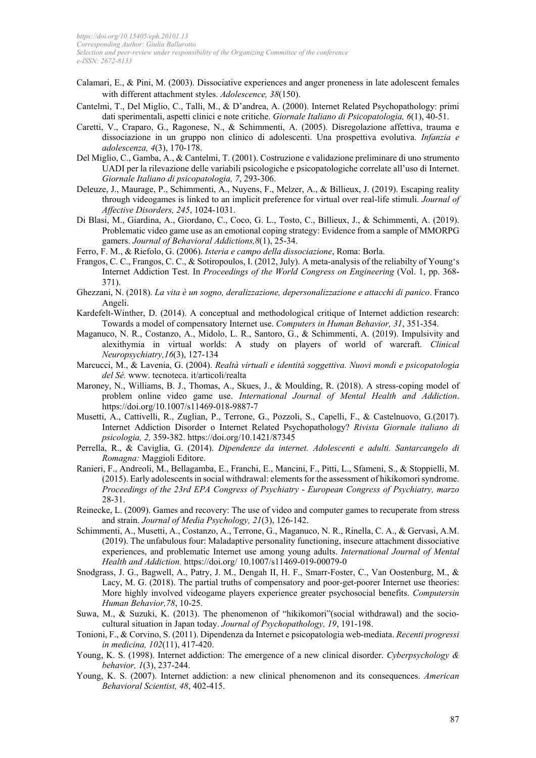Calamari, E., & Pini, M. (2003). Dissociative experiences and anger proneness in late adolescent females with different attachment styles. *Adolescence, 38*(150).

Cantelmi, T., Del Miglio, C., Talli, M., & D'andrea, A. (2000). Internet Related Psychopathology: primi dati sperimentali, aspetti clinici e note critiche. *Giornale Italiano di Psicopatologia, 6*(1), 40-51.

Caretti, V., Craparo, G., Ragonese, N., & Schimmenti, A. (2005). Disregolazione affettiva, trauma e dissociazione in un gruppo non clinico di adolescenti. Una prospettiva evolutiva. *Infanzia e adolescenza, 4*(3), 170-178.

Del Miglio, C., Gamba, A., & Cantelmi, T. (2001). Costruzione e validazione preliminare di uno strumento UADI per la rilevazione delle variabili psicologiche e psicopatologiche correlate all'uso di Internet. *Giornale Italiano di psicopatologia, 7*, 293-306.

Deleuze, J., Maurage, P., Schimmenti, A., Nuyens, F., Melzer, A., & Billieux, J. (2019). Escaping reality through videogames is linked to an implicit preference for virtual over real-life stimuli. *Journal of Affective Disorders, 245*, 1024-1031.

Di Blasi, M., Giardina, A., Giordano, C., Coco, G. L., Tosto, C., Billieux, J., & Schimmenti, A. (2019). Problematic video game use as an emotional coping strategy: Evidence from a sample of MMORPG gamers. *Journal of Behavioral Addictions,8*(1), 25-34.

Ferro, F. M., & Riefolo, G. (2006). *Isteria e campo della dissociazione*, Roma: Borla.

Frangos, C. C., Frangos, C. C., & Sotiropoulos, I. (2012, July). A meta-analysis of the reliabilty of Young's Internet Addiction Test. In *Proceedings of the World Congress on Engineering* (Vol. 1, pp. 368-371).

Ghezzani, N. (2018). *La vita è un sogno, deralizzazione, depersonalizzazione e attacchi di panico*. Franco Angeli.

Kardefelt-Winther, D. (2014). A conceptual and methodological critique of Internet addiction research: Towards a model of compensatory Internet use. *Computers in Human Behavior, 31*, 351-354.

Maganuco, N. R., Costanzo, A., Midolo, L. R., Santoro, G., & Schimmenti, A. (2019). Impulsivity and alexithymia in virtual worlds: A study on players of world of warcraft. *Clinical Neuropsychiatry,16*(3), 127-134

Marcucci, M., & Lavenia, G. (2004). *Realtà virtuali e identità soggettiva. Nuovi mondi e psicopatologia del Sé.* www. tecnoteca. it/articoli/realta

Maroney, N., Williams, B. J., Thomas, A., Skues, J., & Moulding, R. (2018). A stress-coping model of problem online video game use. *International Journal of Mental Health and Addiction*. https://doi.org/10.1007/s11469-018-9887-7

Musetti, A., Cattivelli, R., Zuglian, P., Terrone, G., Pozzoli, S., Capelli, F., & Castelnuovo, G.(2017). Internet Addiction Disorder o Internet Related Psychopathology? *Rivista Giornale italiano di psicologia, 2,* 359-382. https://doi.org/10.1421/87345

Perrella, R., & Caviglia, G. (2014). *Dipendenze da internet. Adolescenti e adulti. Santarcangelo di Romagna:* Maggioli Editore.

Ranieri, F., Andreoli, M., Bellagamba, E., Franchi, E., Mancini, F., Pitti, L., Sfameni, S., & Stoppielli, M. (2015). Early adolescents in social withdrawal: elements for the assessment of hikikomori syndrome. *Proceedings of the 23rd EPA Congress of Psychiatry - European Congress of Psychiatry, marzo* 28-31.

Reinecke, L. (2009). Games and recovery: The use of video and computer games to recuperate from stress and strain. *Journal of Media Psychology, 21*(3), 126-142.

Schimmenti, A., Musetti, A., Costanzo, A., Terrone, G., Maganuco, N. R., Rinella, C. A., & Gervasi, A.M. (2019). The unfabulous four: Maladaptive personality functioning, insecure attachment dissociative experiences, and problematic Internet use among young adults. *International Journal of Mental Health and Addiction.* https://doi.org/ 10.1007/s11469-019-00079-0

Snodgrass, J. G., Bagwell, A., Patry, J. M., Dengah II, H. F., Smarr-Foster, C., Van Oostenburg, M., & Lacy, M. G. (2018). The partial truths of compensatory and poor-get-poorer Internet use theories: More highly involved videogame players experience greater psychosocial benefits. *Computersin Human Behavior,78*, 10-25.

Suwa, M., & Suzuki, K. (2013). The phenomenon of "hikikomori"(social withdrawal) and the socio-cultural situation in Japan today. *Journal of Psychopathology, 19*, 191-198.

Tonioni, F., & Corvino, S. (2011). Dipendenza da Internet e psicopatologia web-mediata. *Recenti progressi in medicina, 102*(11), 417-420.

Young, K. S. (1998). Internet addiction: The emergence of a new clinical disorder. *Cyberpsychology & behavior, 1*(3), 237-244.

Young, K. S. (2007). Internet addiction: a new clinical phenomenon and its consequences. *American Behavioral Scientist, 48*, 402-415.